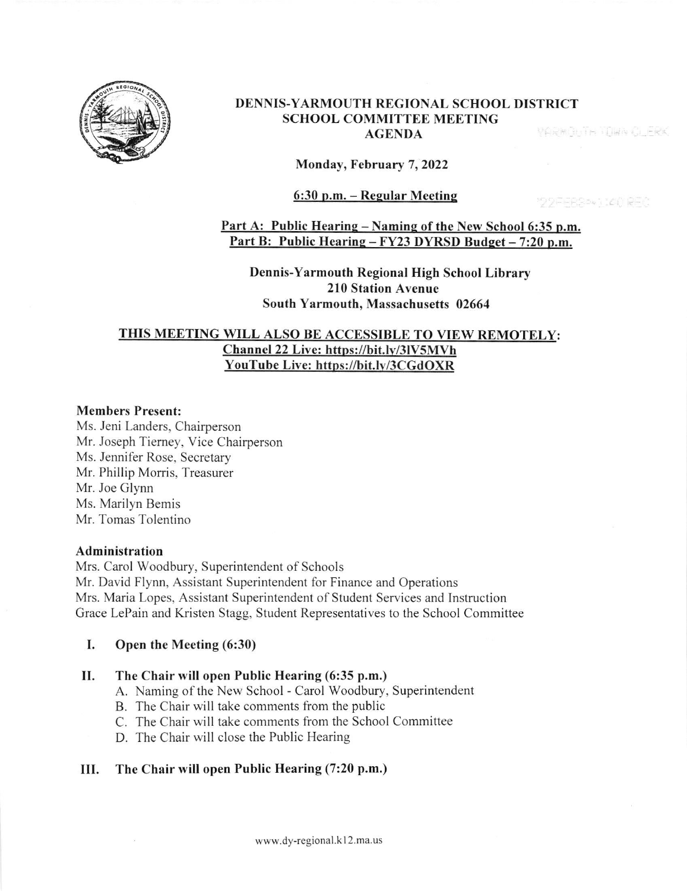# DENNIS-YARMOUTH REGIONAL SCHOOL DISTRICT
## SCHOOL COMMITTEE MEETING
## AGENDA

**Monday, February 7, 2022**

**6:30 p.m. – Regular Meeting**

**Part A: Public Hearing – Naming of the New School 6:35 p.m.**
**Part B: Public Hearing – FY23 DYRSD Budget – 7:20 p.m.**

**Dennis-Yarmouth Regional High School Library**
**210 Station Avenue**
**South Yarmouth, Massachusetts 02664**

**THIS MEETING WILL ALSO BE ACCESSIBLE TO VIEW REMOTELY:**
**Channel 22 Live: https://bit.ly/3lV5MVh**
**YouTube Live: https://bit.ly/3CGdOXR**

**Members Present:**
Ms. Jeni Landers, Chairperson
Mr. Joseph Tierney, Vice Chairperson
Ms. Jennifer Rose, Secretary
Mr. Phillip Morris, Treasurer
Mr. Joe Glynn
Ms. Marilyn Bemis
Mr. Tomas Tolentino

**Administration**
Mrs. Carol Woodbury, Superintendent of Schools
Mr. David Flynn, Assistant Superintendent for Finance and Operations
Mrs. Maria Lopes, Assistant Superintendent of Student Services and Instruction
Grace LePain and Kristen Stagg, Student Representatives to the School Committee

**I. Open the Meeting (6:30)**

**II. The Chair will open Public Hearing (6:35 p.m.)**

A. Naming of the New School - Carol Woodbury, Superintendent
B. The Chair will take comments from the public
C. The Chair will take comments from the School Committee
D. The Chair will close the Public Hearing

**III. The Chair will open Public Hearing (7:20 p.m.)**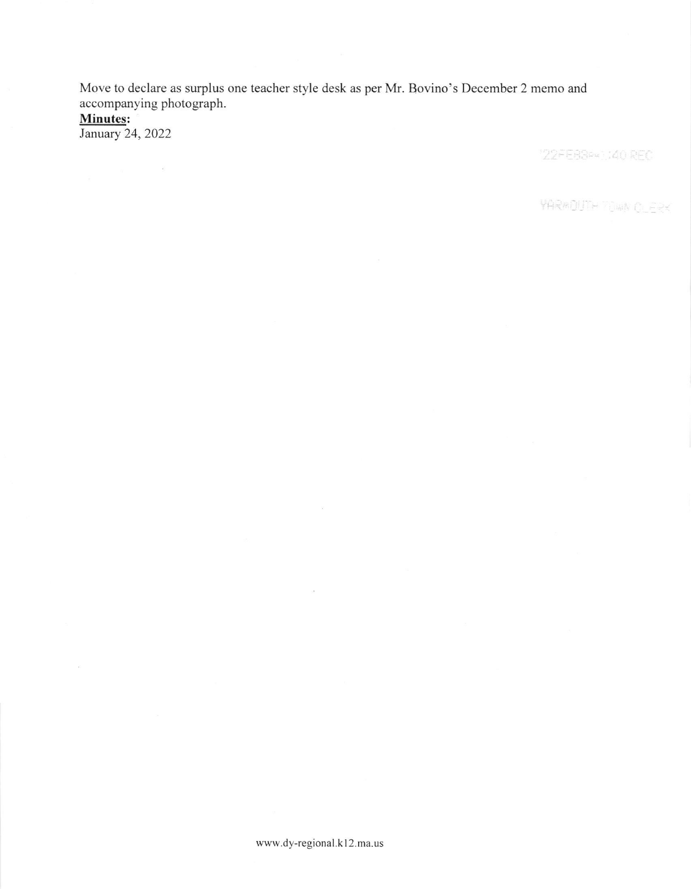Move to declare as surplus one teacher style desk as per Mr. Bovino's December 2 memo and accompanying photograph.

**Minutes:**

January 24, 2022

'22FEB9PM1:40 REC

YARMOUTH TOWN CLERK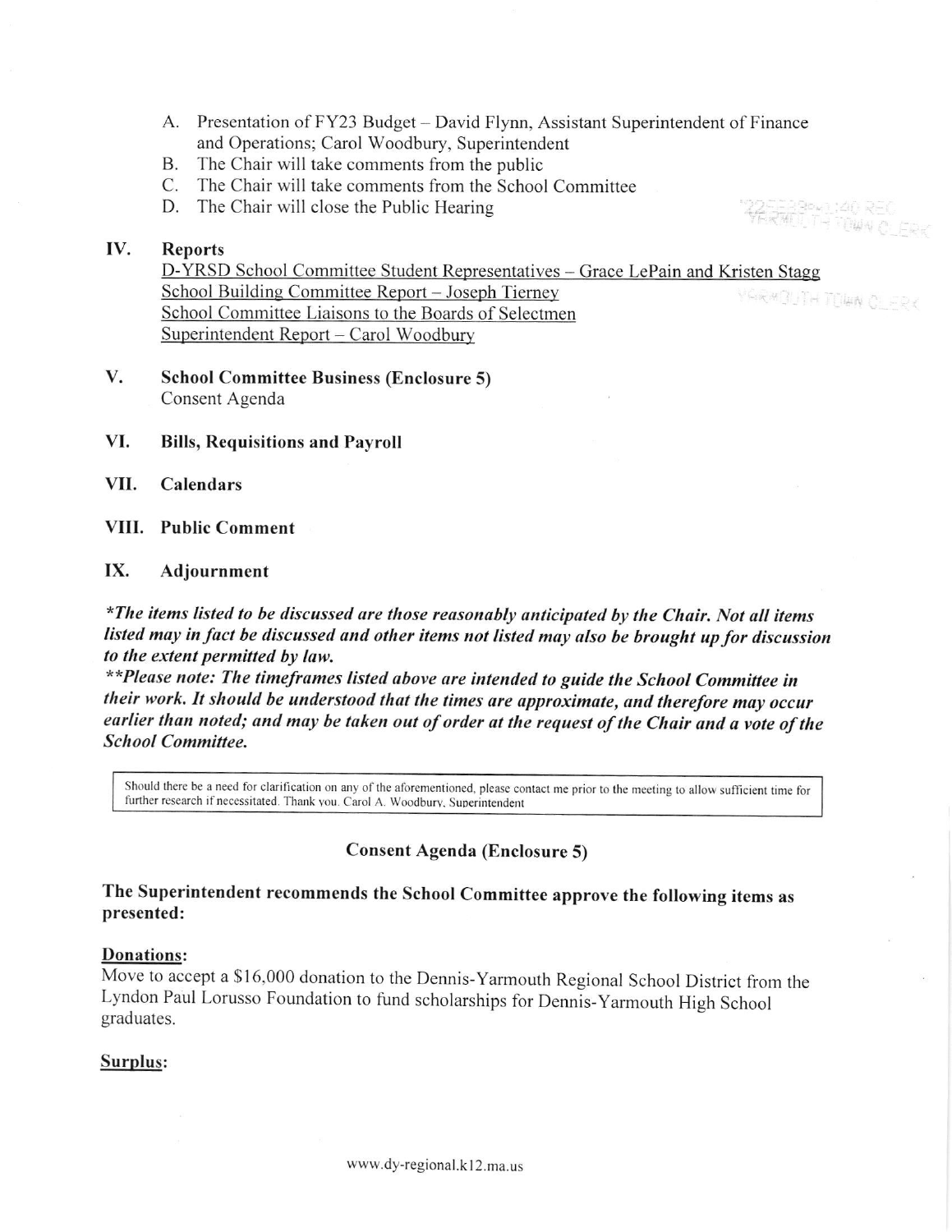A. Presentation of FY23 Budget – David Flynn, Assistant Superintendent of Finance and Operations; Carol Woodbury, Superintendent
B. The Chair will take comments from the public
C. The Chair will take comments from the School Committee
D. The Chair will close the Public Hearing

## IV. Reports

D-YRSD School Committee Student Representatives – Grace LePain and Kristen Stagg
School Building Committee Report – Joseph Tierney
School Committee Liaisons to the Boards of Selectmen
Superintendent Report – Carol Woodbury

## V. School Committee Business (Enclosure 5)

Consent Agenda

## VI. Bills, Requisitions and Payroll

## VII. Calendars

## VIII. Public Comment

## IX. Adjournment

***The items listed to be discussed are those reasonably anticipated by the Chair. Not all items listed may in fact be discussed and other items not listed may also be brought up for discussion to the extent permitted by law.***

*****Please note: The timeframes listed above are intended to guide the School Committee in their work. It should be understood that the times are approximate, and therefore may occur earlier than noted; and may be taken out of order at the request of the Chair and a vote of the School Committee.***

Should there be a need for clarification on any of the aforementioned, please contact me prior to the meeting to allow sufficient time for further research if necessitated. Thank you. Carol A. Woodbury, Superintendent

### Consent Agenda (Enclosure 5)

**The Superintendent recommends the School Committee approve the following items as presented:**

**Donations:**

Move to accept a $16,000 donation to the Dennis-Yarmouth Regional School District from the Lyndon Paul Lorusso Foundation to fund scholarships for Dennis-Yarmouth High School graduates.

**Surplus:**

www.dy-regional.k12.ma.us